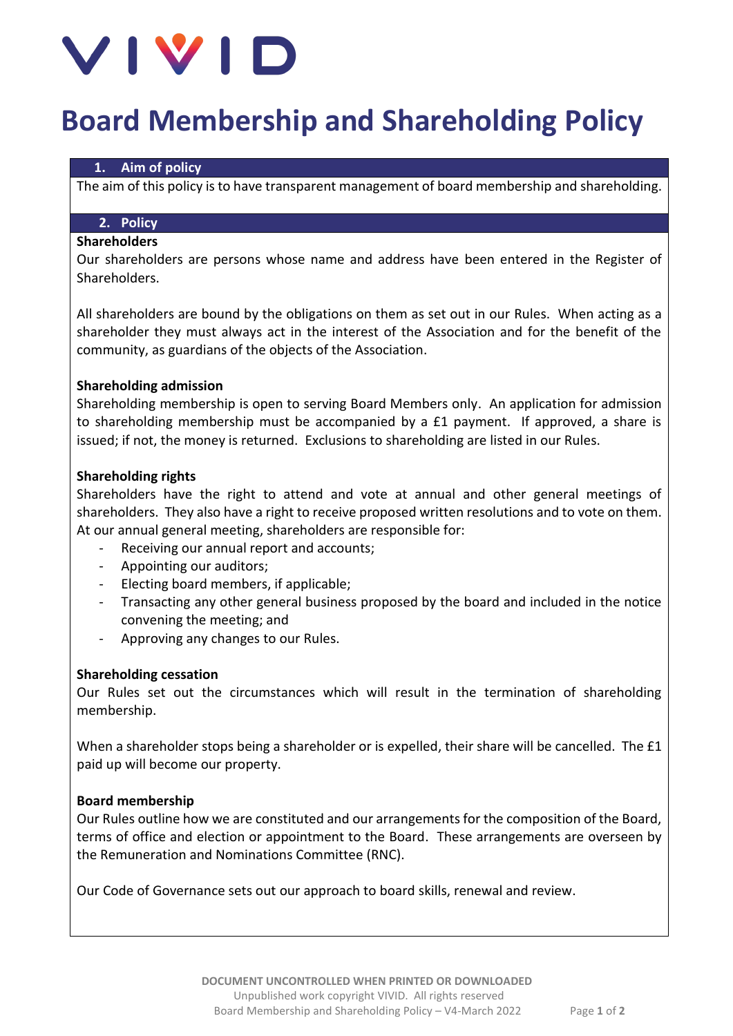# Board Membership and Shareholding Policy

## 1. Aim of policy

The aim of this policy is to have transparent management of board membership and shareholding.

## 2. Policy

**Shareholders**

Our shareholders are persons whose name and address have been entered in the Register of Shareholders.

All shareholders are bound by the obligations on them as set out in our Rules. When acting as a shareholder they must always act in the interest of the Association and for the benefit of the community, as guardians of the objects of the Association.

**Shareholding admission**

Shareholding membership is open to serving Board Members only. An application for admission to shareholding membership must be accompanied by a £1 payment. If approved, a share is issued; if not, the money is returned. Exclusions to shareholding are listed in our Rules.

**Shareholding rights**

Shareholders have the right to attend and vote at annual and other general meetings of shareholders. They also have a right to receive proposed written resolutions and to vote on them. At our annual general meeting, shareholders are responsible for:

- Receiving our annual report and accounts;
- Appointing our auditors;
- Electing board members, if applicable;
- Transacting any other general business proposed by the board and included in the notice convening the meeting; and
- Approving any changes to our Rules.

**Shareholding cessation**

Our Rules set out the circumstances which will result in the termination of shareholding membership.

When a shareholder stops being a shareholder or is expelled, their share will be cancelled. The £1 paid up will become our property.

**Board membership**

Our Rules outline how we are constituted and our arrangements for the composition of the Board, terms of office and election or appointment to the Board. These arrangements are overseen by the Remuneration and Nominations Committee (RNC).

Our Code of Governance sets out our approach to board skills, renewal and review.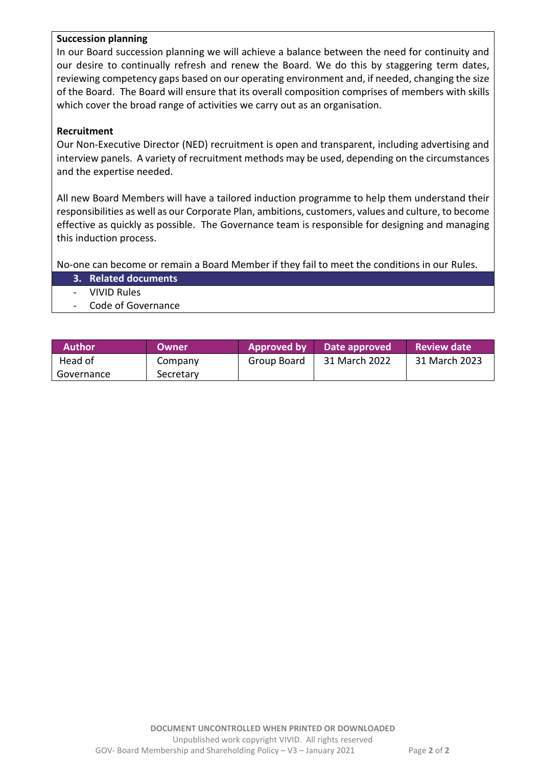**Succession planning**

In our Board succession planning we will achieve a balance between the need for continuity and our desire to continually refresh and renew the Board. We do this by staggering term dates, reviewing competency gaps based on our operating environment and, if needed, changing the size of the Board. The Board will ensure that its overall composition comprises of members with skills which cover the broad range of activities we carry out as an organisation.

**Recruitment**

Our Non-Executive Director (NED) recruitment is open and transparent, including advertising and interview panels. A variety of recruitment methods may be used, depending on the circumstances and the expertise needed.

All new Board Members will have a tailored induction programme to help them understand their responsibilities as well as our Corporate Plan, ambitions, customers, values and culture, to become effective as quickly as possible. The Governance team is responsible for designing and managing this induction process.

No-one can become or remain a Board Member if they fail to meet the conditions in our Rules.

## 3. Related documents

- VIVID Rules
- Code of Governance

| Author | Owner | Approved by | Date approved | Review date |
|---|---|---|---|---|
| Head of Governance | Company Secretary | Group Board | 31 March 2022 | 31 March 2023 |

**DOCUMENT UNCONTROLLED WHEN PRINTED OR DOWNLOADED**

Unpublished work copyright VIVID. All rights reserved

GOV- Board Membership and Shareholding Policy – V3 – January 2021